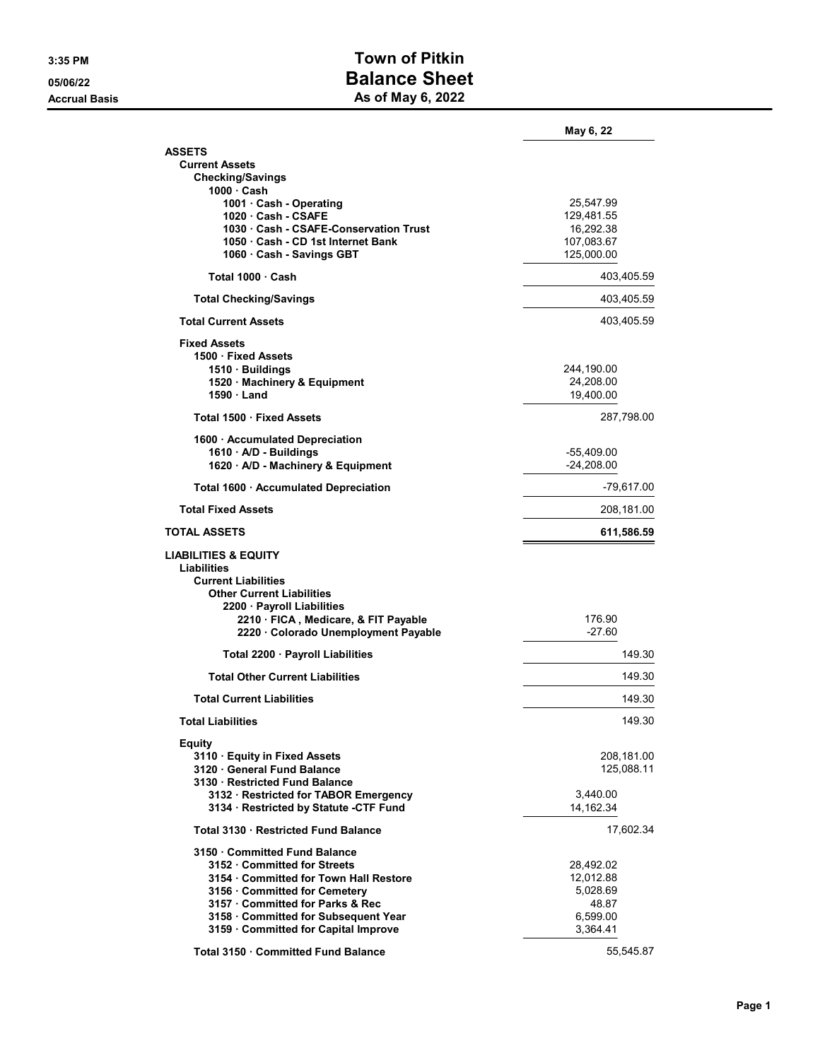3:35 PM
05/06/22
Accrual Basis

# Town of Pitkin
## Balance Sheet
### As of May 6, 2022

| | | May 6, 22 |
|---|---|---|
| **ASSETS** | | |
| **Current Assets** | | |
| **Checking/Savings** | | |
| **1000 · Cash** | | |
| **1001 · Cash - Operating** | 25,547.99 | |
| **1020 · Cash - CSAFE** | 129,481.55 | |
| **1030 · Cash - CSAFE-Conservation Trust** | 16,292.38 | |
| **1050 · Cash - CD 1st Internet Bank** | 107,083.67 | |
| **1060 · Cash - Savings GBT** | 125,000.00 | |
| **Total 1000 · Cash** | | 403,405.59 |
| **Total Checking/Savings** | | 403,405.59 |
| **Total Current Assets** | | 403,405.59 |
| **Fixed Assets** | | |
| **1500 · Fixed Assets** | | |
| **1510 · Buildings** | 244,190.00 | |
| **1520 · Machinery & Equipment** | 24,208.00 | |
| **1590 · Land** | 19,400.00 | |
| **Total 1500 · Fixed Assets** | | 287,798.00 |
| **1600 · Accumulated Depreciation** | | |
| **1610 · A/D - Buildings** | -55,409.00 | |
| **1620 · A/D - Machinery & Equipment** | -24,208.00 | |
| **Total 1600 · Accumulated Depreciation** | | -79,617.00 |
| **Total Fixed Assets** | | 208,181.00 |
| **TOTAL ASSETS** | | **611,586.59** |
| **LIABILITIES & EQUITY** | | |
| **Liabilities** | | |
| **Current Liabilities** | | |
| **Other Current Liabilities** | | |
| **2200 · Payroll Liabilities** | | |
| **2210 · FICA , Medicare, & FIT Payable** | 176.90 | |
| **2220 · Colorado Unemployment Payable** | -27.60 | |
| **Total 2200 · Payroll Liabilities** | | 149.30 |
| **Total Other Current Liabilities** | | 149.30 |
| **Total Current Liabilities** | | 149.30 |
| **Total Liabilities** | | 149.30 |
| **Equity** | | |
| **3110 · Equity in Fixed Assets** | | 208,181.00 |
| **3120 · General Fund Balance** | | 125,088.11 |
| **3130 · Restricted Fund Balance** | | |
| **3132 · Restricted for TABOR Emergency** | 3,440.00 | |
| **3134 · Restricted by Statute -CTF Fund** | 14,162.34 | |
| **Total 3130 · Restricted Fund Balance** | | 17,602.34 |
| **3150 · Committed Fund Balance** | | |
| **3152 · Committed for Streets** | 28,492.02 | |
| **3154 · Committed for Town Hall Restore** | 12,012.88 | |
| **3156 · Committed for Cemetery** | 5,028.69 | |
| **3157 · Committed for Parks & Rec** | 48.87 | |
| **3158 · Committed for Subsequent Year** | 6,599.00 | |
| **3159 · Committed for Capital Improve** | 3,364.41 | |
| **Total 3150 · Committed Fund Balance** | | 55,545.87 |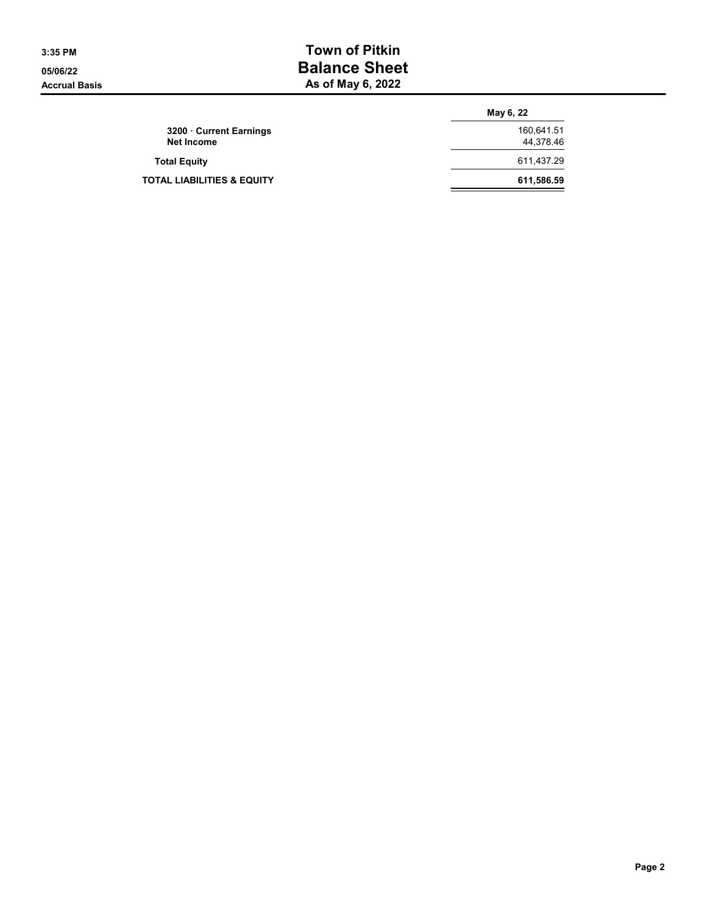| | May 6, 22 |
|---|---|
| 3200 · Current Earnings | 160,641.51 |
| Net Income | 44,378.46 |
| **Total Equity** | 611,437.29 |
| **TOTAL LIABILITIES & EQUITY** | **611,586.59** |